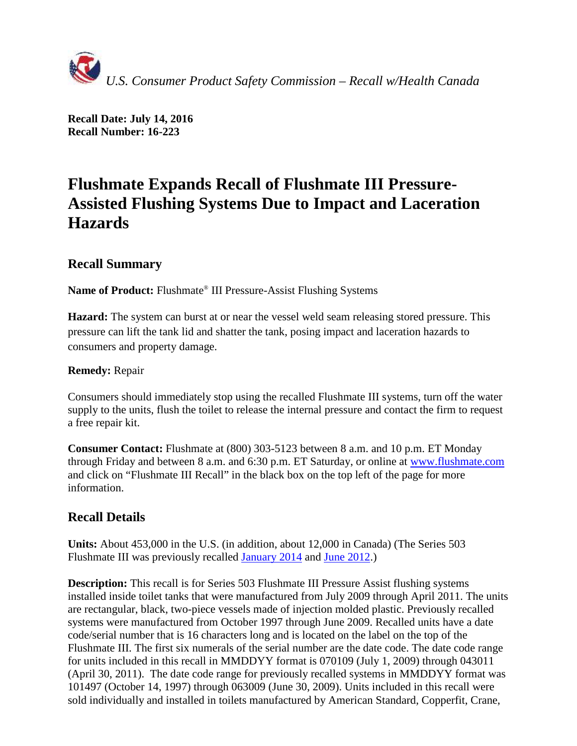*U.S. Consumer Product Safety Commission – Recall w/Health Canada*

**Recall Date: July 14, 2016**
**Recall Number: 16-223**

# Flushmate Expands Recall of Flushmate III Pressure-Assisted Flushing Systems Due to Impact and Laceration Hazards

## Recall Summary

**Name of Product:** Flushmate® III Pressure-Assist Flushing Systems

**Hazard:** The system can burst at or near the vessel weld seam releasing stored pressure. This pressure can lift the tank lid and shatter the tank, posing impact and laceration hazards to consumers and property damage.

**Remedy:** Repair

Consumers should immediately stop using the recalled Flushmate III systems, turn off the water supply to the units, flush the toilet to release the internal pressure and contact the firm to request a free repair kit.

**Consumer Contact:** Flushmate at (800) 303-5123 between 8 a.m. and 10 p.m. ET Monday through Friday and between 8 a.m. and 6:30 p.m. ET Saturday, or online at www.flushmate.com and click on "Flushmate III Recall" in the black box on the top left of the page for more information.

## Recall Details

**Units:** About 453,000 in the U.S. (in addition, about 12,000 in Canada) (The Series 503 Flushmate III was previously recalled January 2014 and June 2012.)

**Description:** This recall is for Series 503 Flushmate III Pressure Assist flushing systems installed inside toilet tanks that were manufactured from July 2009 through April 2011. The units are rectangular, black, two-piece vessels made of injection molded plastic. Previously recalled systems were manufactured from October 1997 through June 2009. Recalled units have a date code/serial number that is 16 characters long and is located on the label on the top of the Flushmate III. The first six numerals of the serial number are the date code. The date code range for units included in this recall in MMDDYY format is 070109 (July 1, 2009) through 043011 (April 30, 2011). The date code range for previously recalled systems in MMDDYY format was 101497 (October 14, 1997) through 063009 (June 30, 2009). Units included in this recall were sold individually and installed in toilets manufactured by American Standard, Copperfit, Crane,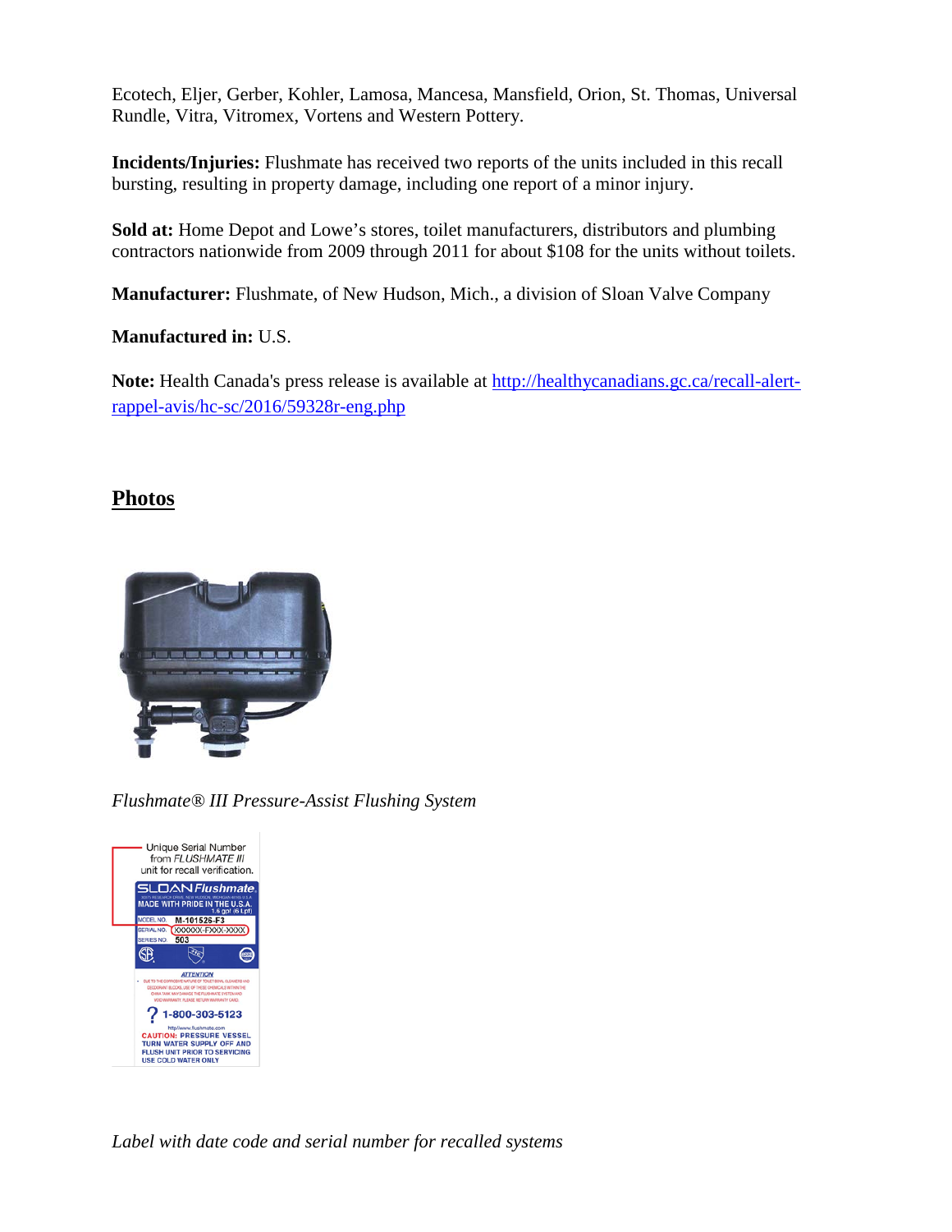Ecotech, Eljer, Gerber, Kohler, Lamosa, Mancesa, Mansfield, Orion, St. Thomas, Universal Rundle, Vitra, Vitromex, Vortens and Western Pottery.

**Incidents/Injuries:** Flushmate has received two reports of the units included in this recall bursting, resulting in property damage, including one report of a minor injury.

**Sold at:** Home Depot and Lowe's stores, toilet manufacturers, distributors and plumbing contractors nationwide from 2009 through 2011 for about $108 for the units without toilets.

**Manufacturer:** Flushmate, of New Hudson, Mich., a division of Sloan Valve Company

**Manufactured in:** U.S.

**Note:** Health Canada's press release is available at [http://healthycanadians.gc.ca/recall-alert-rappel-avis/hc-sc/2016/59328r-eng.php](http://healthycanadians.gc.ca/recall-alert-rappel-avis/hc-sc/2016/59328r-eng.php)

## Photos

*Flushmate® III Pressure-Assist Flushing System*

*Label with date code and serial number for recalled systems*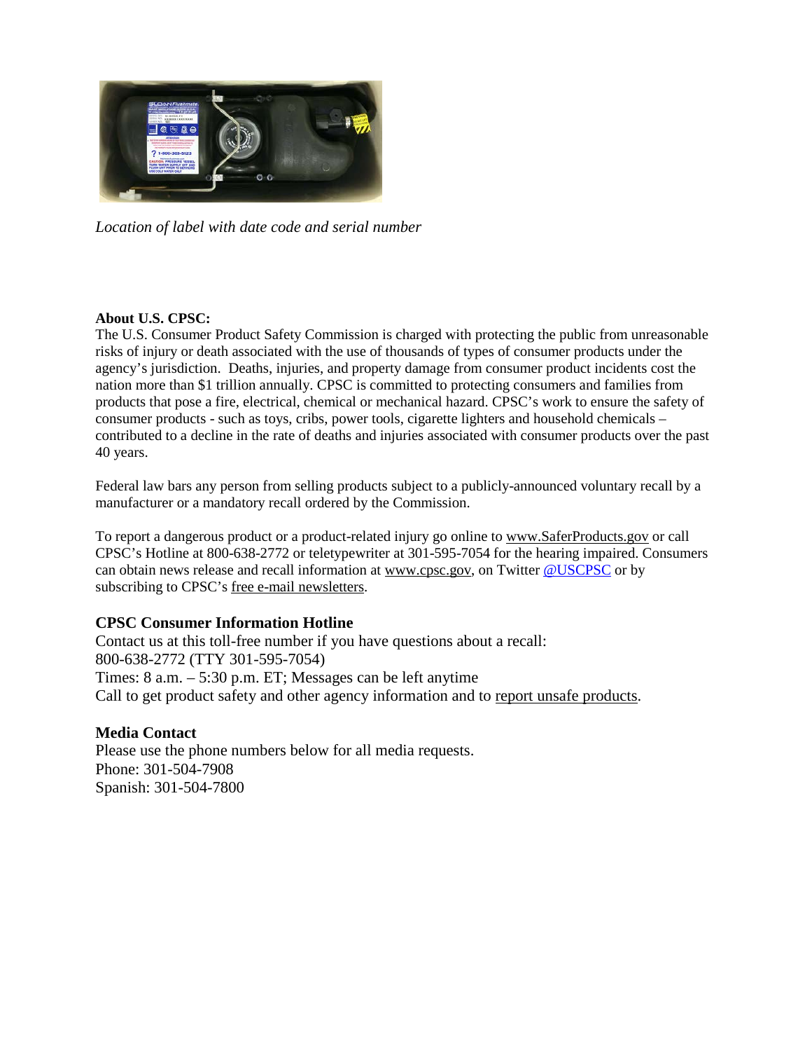*Location of label with date code and serial number*

**About U.S. CPSC:**
The U.S. Consumer Product Safety Commission is charged with protecting the public from unreasonable risks of injury or death associated with the use of thousands of types of consumer products under the agency's jurisdiction. Deaths, injuries, and property damage from consumer product incidents cost the nation more than $1 trillion annually. CPSC is committed to protecting consumers and families from products that pose a fire, electrical, chemical or mechanical hazard. CPSC's work to ensure the safety of consumer products - such as toys, cribs, power tools, cigarette lighters and household chemicals – contributed to a decline in the rate of deaths and injuries associated with consumer products over the past 40 years.

Federal law bars any person from selling products subject to a publicly-announced voluntary recall by a manufacturer or a mandatory recall ordered by the Commission.

To report a dangerous product or a product-related injury go online to www.SaferProducts.gov or call CPSC's Hotline at 800-638-2772 or teletypewriter at 301-595-7054 for the hearing impaired. Consumers can obtain news release and recall information at www.cpsc.gov, on Twitter @USCPSC or by subscribing to CPSC's free e-mail newsletters.

### CPSC Consumer Information Hotline

Contact us at this toll-free number if you have questions about a recall:
800-638-2772 (TTY 301-595-7054)
Times: 8 a.m. – 5:30 p.m. ET; Messages can be left anytime
Call to get product safety and other agency information and to report unsafe products.

### Media Contact

Please use the phone numbers below for all media requests.
Phone: 301-504-7908
Spanish: 301-504-7800